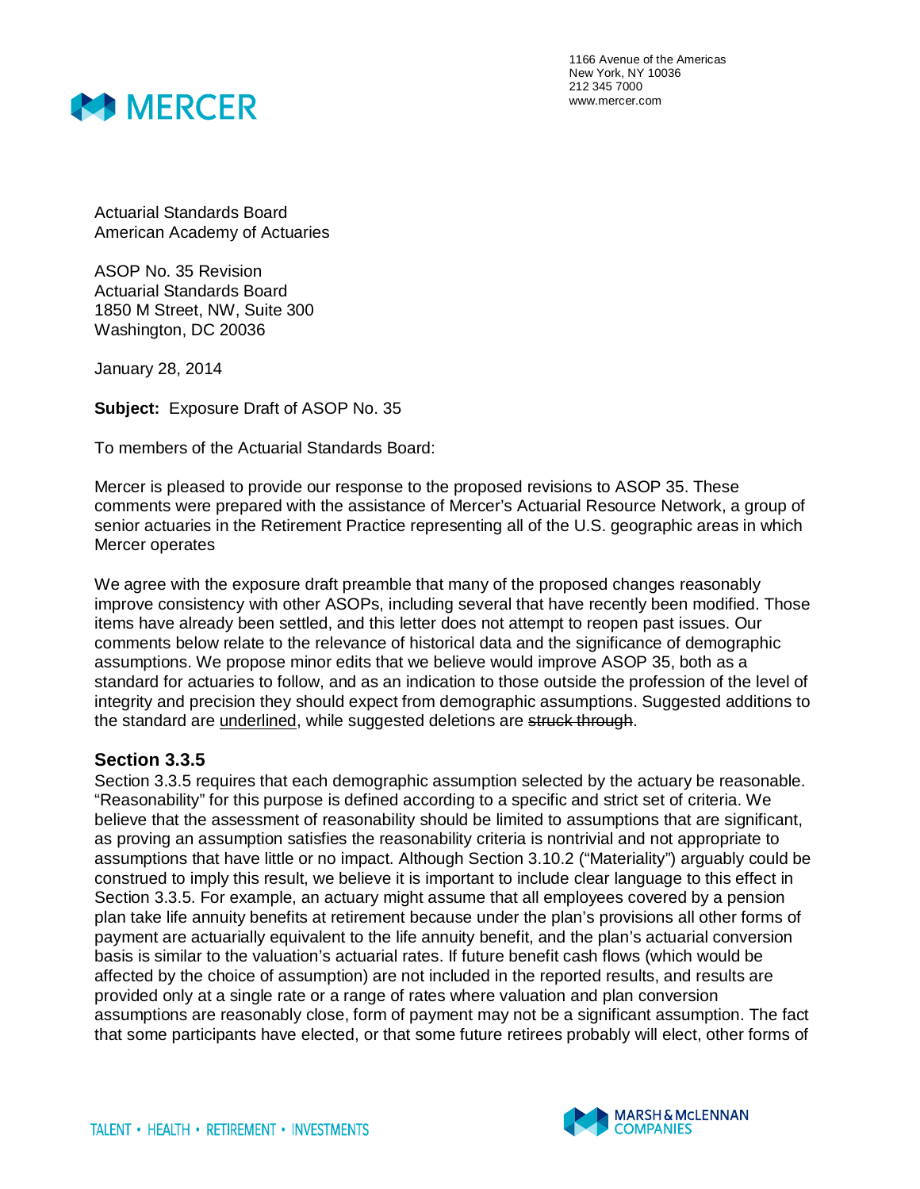1166 Avenue of the Americas
New York, NY 10036
212 345 7000
www.mercer.com

Actuarial Standards Board
American Academy of Actuaries

ASOP No. 35 Revision
Actuarial Standards Board
1850 M Street, NW, Suite 300
Washington, DC 20036

January 28, 2014

**Subject:** Exposure Draft of ASOP No. 35

To members of the Actuarial Standards Board:

Mercer is pleased to provide our response to the proposed revisions to ASOP 35. These comments were prepared with the assistance of Mercer's Actuarial Resource Network, a group of senior actuaries in the Retirement Practice representing all of the U.S. geographic areas in which Mercer operates

We agree with the exposure draft preamble that many of the proposed changes reasonably improve consistency with other ASOPs, including several that have recently been modified. Those items have already been settled, and this letter does not attempt to reopen past issues. Our comments below relate to the relevance of historical data and the significance of demographic assumptions. We propose minor edits that we believe would improve ASOP 35, both as a standard for actuaries to follow, and as an indication to those outside the profession of the level of integrity and precision they should expect from demographic assumptions. Suggested additions to the standard are <u>underlined</u>, while suggested deletions are ~~struck through~~.

### Section 3.3.5

Section 3.3.5 requires that each demographic assumption selected by the actuary be reasonable. "Reasonability" for this purpose is defined according to a specific and strict set of criteria. We believe that the assessment of reasonability should be limited to assumptions that are significant, as proving an assumption satisfies the reasonability criteria is nontrivial and not appropriate to assumptions that have little or no impact. Although Section 3.10.2 ("Materiality") arguably could be construed to imply this result, we believe it is important to include clear language to this effect in Section 3.3.5. For example, an actuary might assume that all employees covered by a pension plan take life annuity benefits at retirement because under the plan's provisions all other forms of payment are actuarially equivalent to the life annuity benefit, and the plan's actuarial conversion basis is similar to the valuation's actuarial rates. If future benefit cash flows (which would be affected by the choice of assumption) are not included in the reported results, and results are provided only at a single rate or a range of rates where valuation and plan conversion assumptions are reasonably close, form of payment may not be a significant assumption. The fact that some participants have elected, or that some future retirees probably will elect, other forms of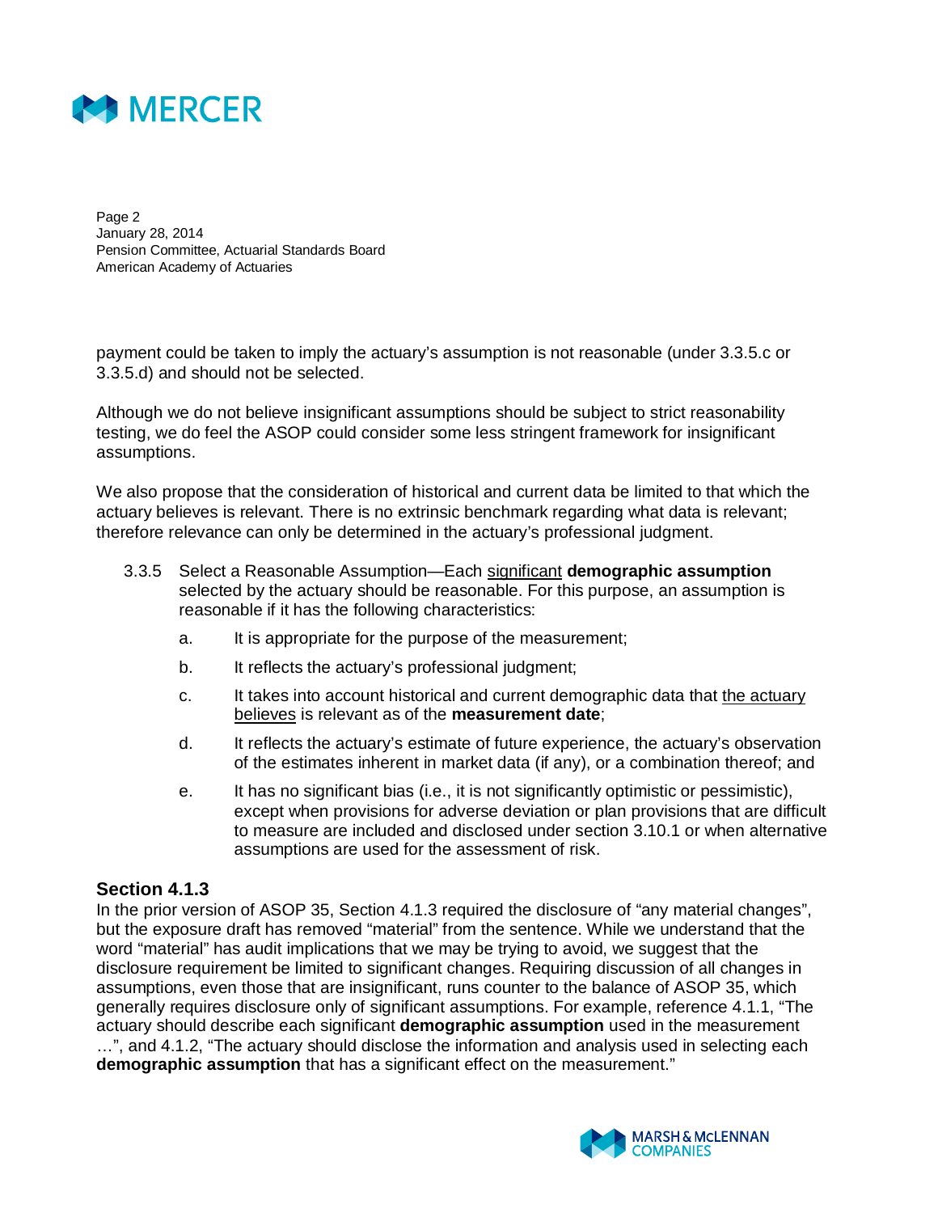payment could be taken to imply the actuary's assumption is not reasonable (under 3.3.5.c or 3.3.5.d) and should not be selected.

Although we do not believe insignificant assumptions should be subject to strict reasonability testing, we do feel the ASOP could consider some less stringent framework for insignificant assumptions.

We also propose that the consideration of historical and current data be limited to that which the actuary believes is relevant. There is no extrinsic benchmark regarding what data is relevant; therefore relevance can only be determined in the actuary's professional judgment.

> 3.3.5 Select a Reasonable Assumption—Each <u>significant</u> **demographic assumption** selected by the actuary should be reasonable. For this purpose, an assumption is reasonable if it has the following characteristics:
>
> a. It is appropriate for the purpose of the measurement;
>
> b. It reflects the actuary's professional judgment;
>
> c. It takes into account historical and current demographic data that <u>the actuary believes</u> is relevant as of the **measurement date**;
>
> d. It reflects the actuary's estimate of future experience, the actuary's observation of the estimates inherent in market data (if any), or a combination thereof; and
>
> e. It has no significant bias (i.e., it is not significantly optimistic or pessimistic), except when provisions for adverse deviation or plan provisions that are difficult to measure are included and disclosed under section 3.10.1 or when alternative assumptions are used for the assessment of risk.

### Section 4.1.3

In the prior version of ASOP 35, Section 4.1.3 required the disclosure of "any material changes", but the exposure draft has removed "material" from the sentence. While we understand that the word "material" has audit implications that we may be trying to avoid, we suggest that the disclosure requirement be limited to significant changes. Requiring discussion of all changes in assumptions, even those that are insignificant, runs counter to the balance of ASOP 35, which generally requires disclosure only of significant assumptions. For example, reference 4.1.1, "The actuary should describe each significant **demographic assumption** used in the measurement …", and 4.1.2, "The actuary should disclose the information and analysis used in selecting each **demographic assumption** that has a significant effect on the measurement."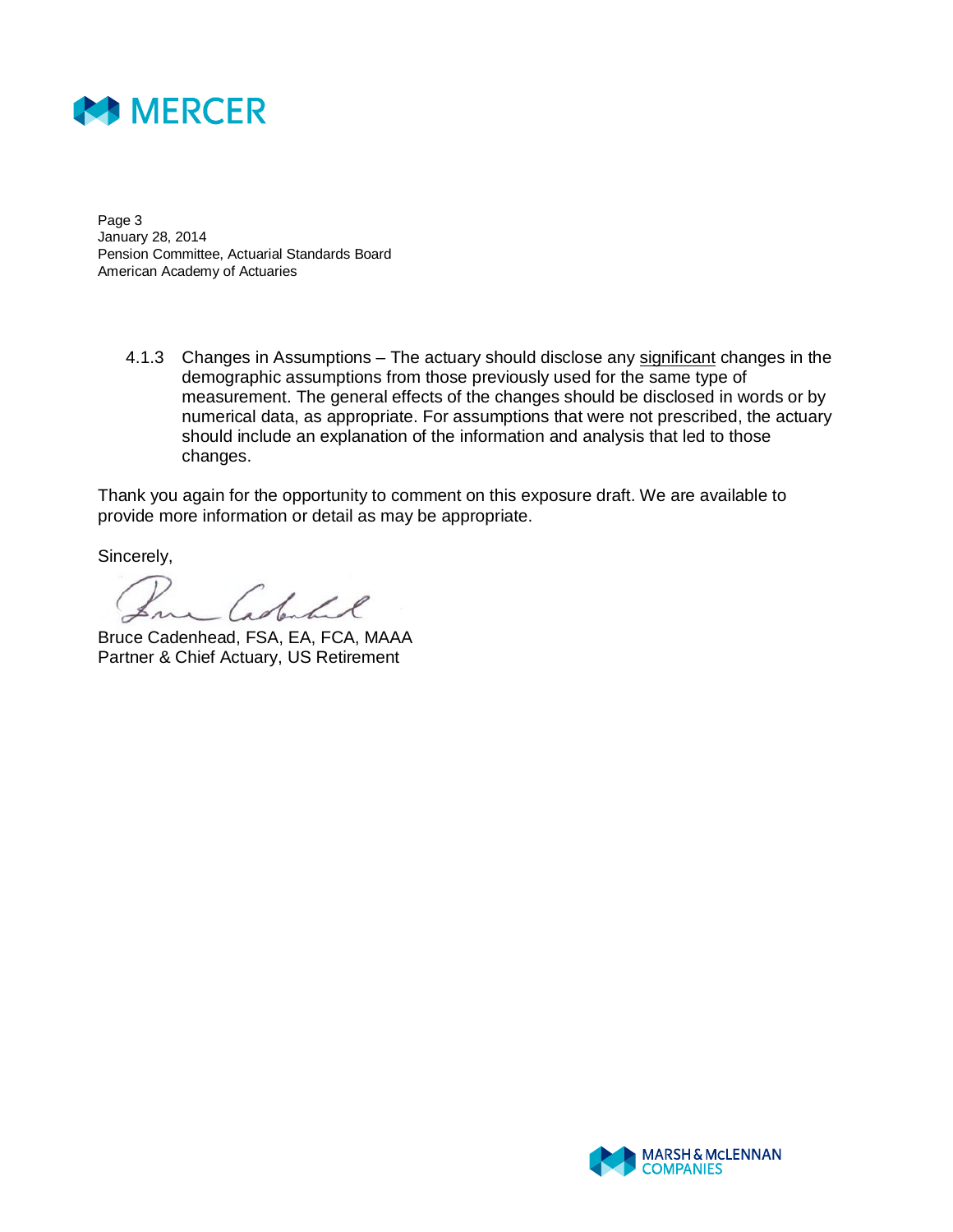4.1.3 Changes in Assumptions – The actuary should disclose any <u>significant</u> changes in the demographic assumptions from those previously used for the same type of measurement. The general effects of the changes should be disclosed in words or by numerical data, as appropriate. For assumptions that were not prescribed, the actuary should include an explanation of the information and analysis that led to those changes.

Thank you again for the opportunity to comment on this exposure draft. We are available to provide more information or detail as may be appropriate.

Sincerely,

Bruce Cadenhead, FSA, EA, FCA, MAAA
Partner & Chief Actuary, US Retirement